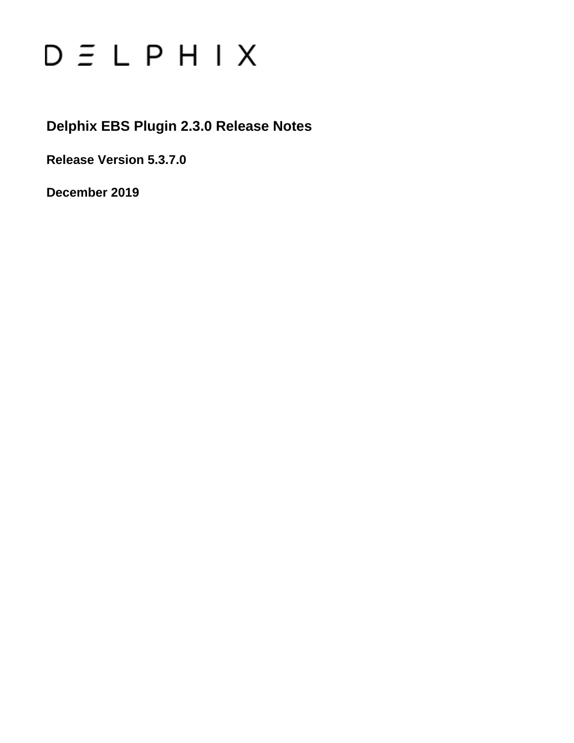DELPHIX

# Delphix EBS Plugin 2.3.0 Release Notes

**Release Version 5.3.7.0**

**December 2019**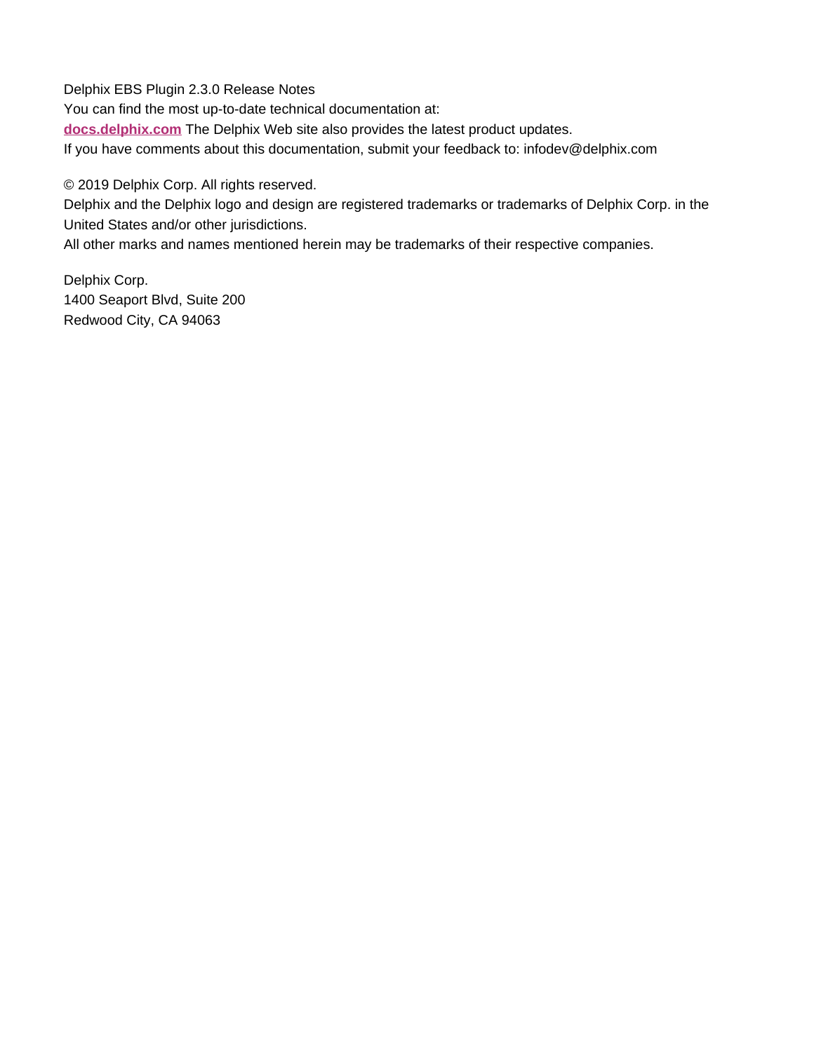Delphix EBS Plugin 2.3.0 Release Notes

You can find the most up-to-date technical documentation at:

**[docs.delphix.com](http://docs.delphix.com)** The Delphix Web site also provides the latest product updates.

If you have comments about this documentation, submit your feedback to: infodev@delphix.com

© 2019 Delphix Corp. All rights reserved.

Delphix and the Delphix logo and design are registered trademarks or trademarks of Delphix Corp. in the United States and/or other jurisdictions.

All other marks and names mentioned herein may be trademarks of their respective companies.

Delphix Corp.
1400 Seaport Blvd, Suite 200
Redwood City, CA 94063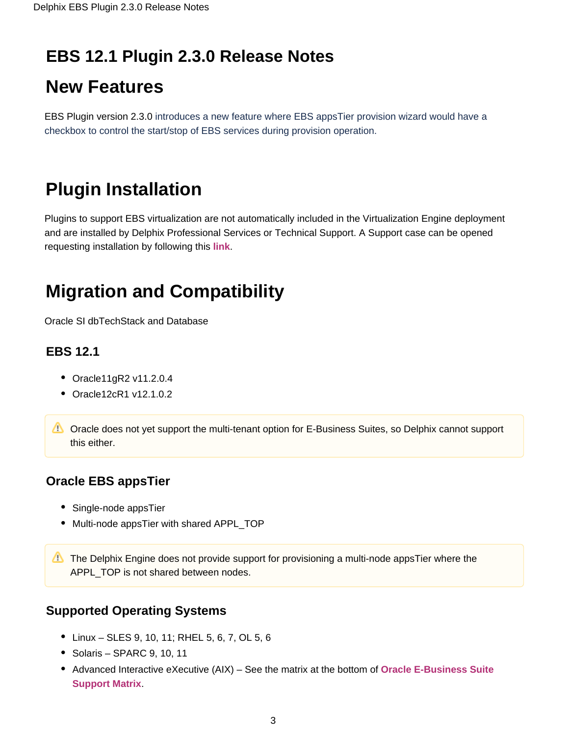# EBS 12.1 Plugin 2.3.0 Release Notes

# New Features

EBS Plugin version 2.3.0 introduces a new feature where EBS appsTier provision wizard would have a checkbox to control the start/stop of EBS services during provision operation.

# Plugin Installation

Plugins to support EBS virtualization are not automatically included in the Virtualization Engine deployment and are installed by Delphix Professional Services or Technical Support. A Support case can be opened requesting installation by following this **link**.

# Migration and Compatibility

Oracle SI dbTechStack and Database

## EBS 12.1

- Oracle11gR2 v11.2.0.4
- Oracle12cR1 v12.1.0.2

> ⚠ Oracle does not yet support the multi-tenant option for E-Business Suites, so Delphix cannot support this either.

## Oracle EBS appsTier

- Single-node appsTier
- Multi-node appsTier with shared APPL_TOP

> ⚠ The Delphix Engine does not provide support for provisioning a multi-node appsTier where the APPL_TOP is not shared between nodes.

## Supported Operating Systems

- Linux – SLES 9, 10, 11; RHEL 5, 6, 7, OL 5, 6
- Solaris – SPARC 9, 10, 11
- Advanced Interactive eXecutive (AIX) – See the matrix at the bottom of **Oracle E-Business Suite Support Matrix**.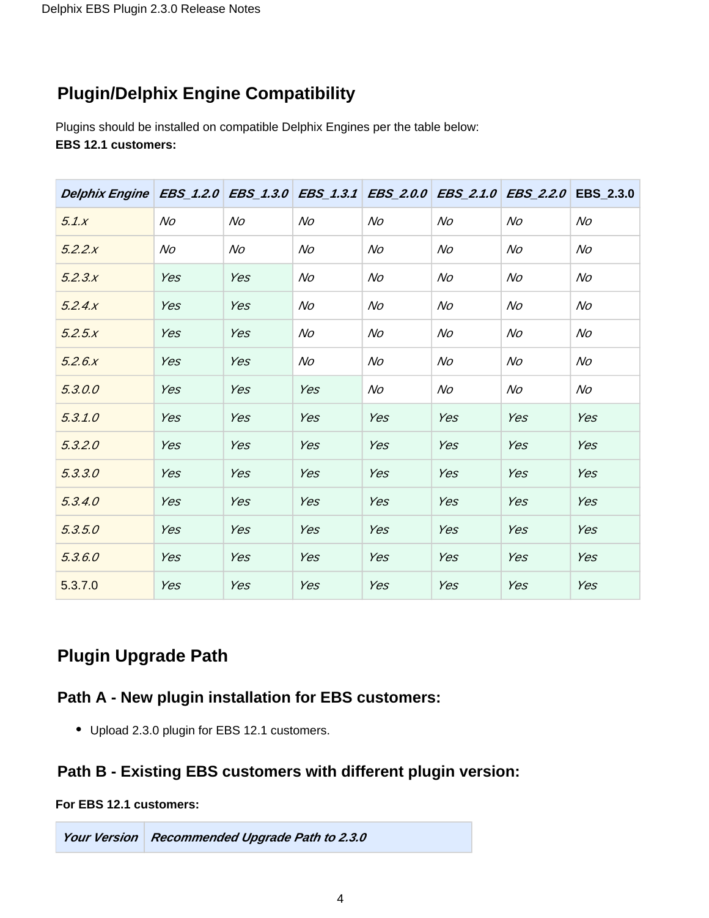## Plugin/Delphix Engine Compatibility

Plugins should be installed on compatible Delphix Engines per the table below:
**EBS 12.1 customers:**

| *Delphix Engine* | *EBS_1.2.0* | *EBS_1.3.0* | *EBS_1.3.1* | *EBS_2.0.0* | *EBS_2.1.0* | *EBS_2.2.0* | **EBS_2.3.0** |
|---|---|---|---|---|---|---|---|
| *5.1.x* | *No* | *No* | *No* | *No* | *No* | *No* | *No* |
| *5.2.2.x* | *No* | *No* | *No* | *No* | *No* | *No* | *No* |
| *5.2.3.x* | *Yes* | *Yes* | *No* | *No* | *No* | *No* | *No* |
| *5.2.4.x* | *Yes* | *Yes* | *No* | *No* | *No* | *No* | *No* |
| *5.2.5.x* | *Yes* | *Yes* | *No* | *No* | *No* | *No* | *No* |
| *5.2.6.x* | *Yes* | *Yes* | *No* | *No* | *No* | *No* | *No* |
| *5.3.0.0* | *Yes* | *Yes* | *Yes* | *No* | *No* | *No* | *No* |
| *5.3.1.0* | *Yes* | *Yes* | *Yes* | *Yes* | *Yes* | *Yes* | *Yes* |
| *5.3.2.0* | *Yes* | *Yes* | *Yes* | *Yes* | *Yes* | *Yes* | *Yes* |
| *5.3.3.0* | *Yes* | *Yes* | *Yes* | *Yes* | *Yes* | *Yes* | *Yes* |
| *5.3.4.0* | *Yes* | *Yes* | *Yes* | *Yes* | *Yes* | *Yes* | *Yes* |
| *5.3.5.0* | *Yes* | *Yes* | *Yes* | *Yes* | *Yes* | *Yes* | *Yes* |
| *5.3.6.0* | *Yes* | *Yes* | *Yes* | *Yes* | *Yes* | *Yes* | *Yes* |
| 5.3.7.0 | *Yes* | *Yes* | *Yes* | *Yes* | *Yes* | *Yes* | *Yes* |

## Plugin Upgrade Path

### Path A - New plugin installation for EBS customers:

- Upload 2.3.0 plugin for EBS 12.1 customers.

### Path B - Existing EBS customers with different plugin version:

**For EBS 12.1 customers:**

| *Your Version* | *Recommended Upgrade Path to 2.3.0* |
|---|---|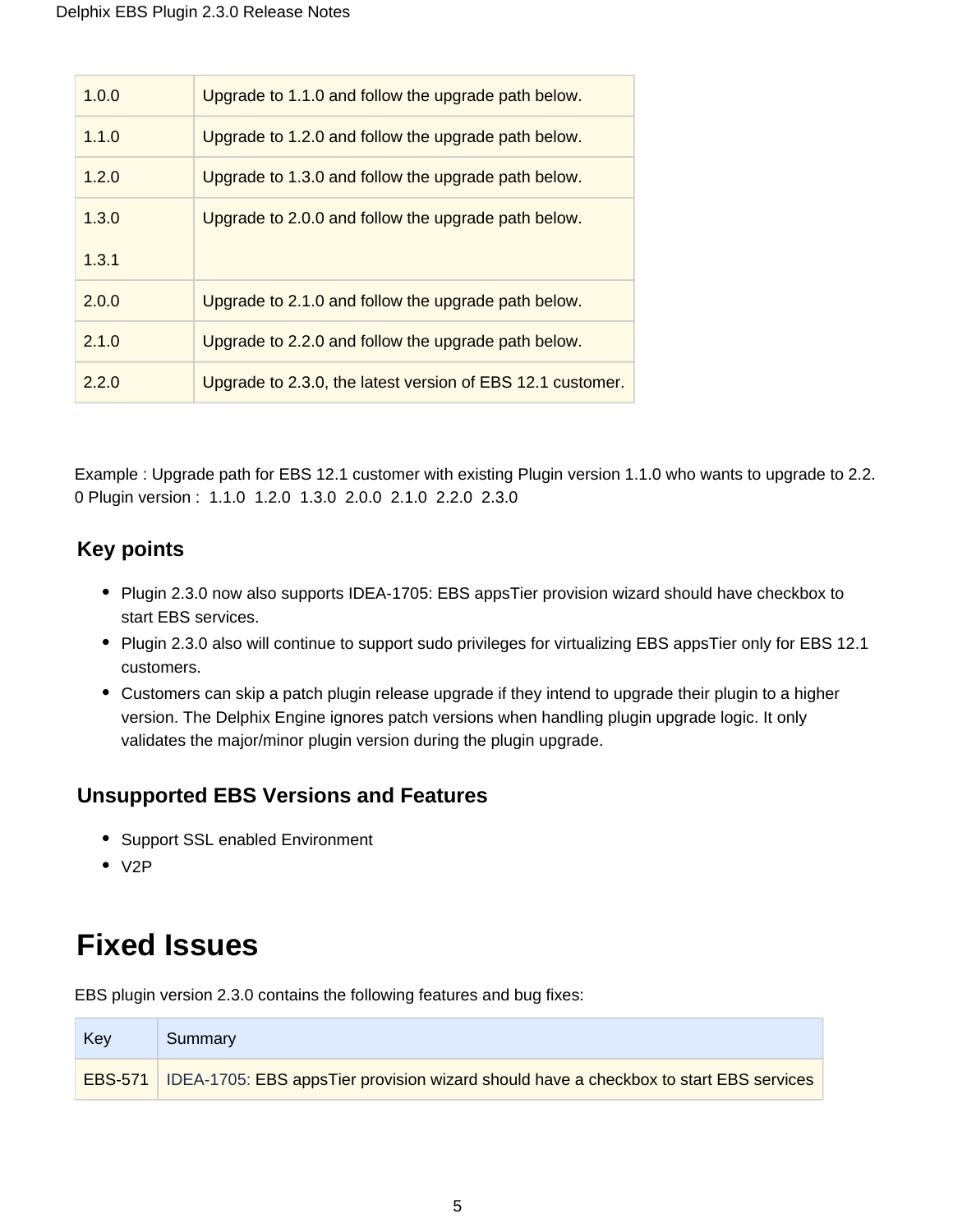| | |
|---|---|
| 1.0.0 | Upgrade to 1.1.0 and follow the upgrade path below. |
| 1.1.0 | Upgrade to 1.2.0 and follow the upgrade path below. |
| 1.2.0 | Upgrade to 1.3.0 and follow the upgrade path below. |
| 1.3.0<br>1.3.1 | Upgrade to 2.0.0 and follow the upgrade path below. |
| 2.0.0 | Upgrade to 2.1.0 and follow the upgrade path below. |
| 2.1.0 | Upgrade to 2.2.0 and follow the upgrade path below. |
| 2.2.0 | Upgrade to 2.3.0, the latest version of EBS 12.1 customer. |

Example : Upgrade path for EBS 12.1 customer with existing Plugin version 1.1.0 who wants to upgrade to 2.2.0 Plugin version : 1.1.0 1.2.0 1.3.0 2.0.0 2.1.0 2.2.0 2.3.0

### Key points

- Plugin 2.3.0 now also supports IDEA-1705: EBS appsTier provision wizard should have checkbox to start EBS services.
- Plugin 2.3.0 also will continue to support sudo privileges for virtualizing EBS appsTier only for EBS 12.1 customers.
- Customers can skip a patch plugin release upgrade if they intend to upgrade their plugin to a higher version. The Delphix Engine ignores patch versions when handling plugin upgrade logic. It only validates the major/minor plugin version during the plugin upgrade.

### Unsupported EBS Versions and Features

- Support SSL enabled Environment
- V2P

# Fixed Issues

EBS plugin version 2.3.0 contains the following features and bug fixes:

| Key | Summary |
|---|---|
| EBS-571 | IDEA-1705: EBS appsTier provision wizard should have a checkbox to start EBS services |